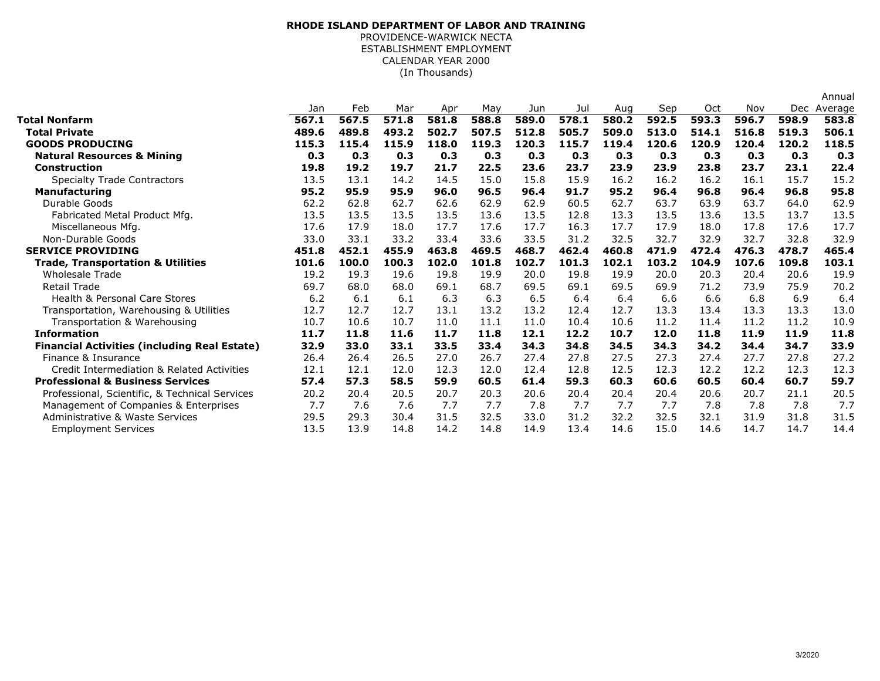**RHODE ISLAND DEPARTMENT OF LABOR AND TRAINING**

PROVIDENCE-WARWICK NECTA

ESTABLISHMENT EMPLOYMENT

CALENDAR YEAR 2000

(In Thousands)

| | Jan | Feb | Mar | Apr | May | Jun | Jul | Aug | Sep | Oct | Nov | Dec | Annual Average |
|---|---|---|---|---|---|---|---|---|---|---|---|---|---|
| **Total Nonfarm** | **567.1** | **567.5** | **571.8** | **581.8** | **588.8** | **589.0** | **578.1** | **580.2** | **592.5** | **593.3** | **596.7** | **598.9** | **583.8** |
| **Total Private** | **489.6** | **489.8** | **493.2** | **502.7** | **507.5** | **512.8** | **505.7** | **509.0** | **513.0** | **514.1** | **516.8** | **519.3** | **506.1** |
| **GOODS PRODUCING** | **115.3** | **115.4** | **115.9** | **118.0** | **119.3** | **120.3** | **115.7** | **119.4** | **120.6** | **120.9** | **120.4** | **120.2** | **118.5** |
| **Natural Resources & Mining** | **0.3** | **0.3** | **0.3** | **0.3** | **0.3** | **0.3** | **0.3** | **0.3** | **0.3** | **0.3** | **0.3** | **0.3** | **0.3** |
| **Construction** | **19.8** | **19.2** | **19.7** | **21.7** | **22.5** | **23.6** | **23.7** | **23.9** | **23.9** | **23.8** | **23.7** | **23.1** | **22.4** |
| Specialty Trade Contractors | 13.5 | 13.1 | 14.2 | 14.5 | 15.0 | 15.8 | 15.9 | 16.2 | 16.2 | 16.2 | 16.1 | 15.7 | 15.2 |
| **Manufacturing** | **95.2** | **95.9** | **95.9** | **96.0** | **96.5** | **96.4** | **91.7** | **95.2** | **96.4** | **96.8** | **96.4** | **96.8** | **95.8** |
| Durable Goods | 62.2 | 62.8 | 62.7 | 62.6 | 62.9 | 62.9 | 60.5 | 62.7 | 63.7 | 63.9 | 63.7 | 64.0 | 62.9 |
| Fabricated Metal Product Mfg. | 13.5 | 13.5 | 13.5 | 13.5 | 13.6 | 13.5 | 12.8 | 13.3 | 13.5 | 13.6 | 13.5 | 13.7 | 13.5 |
| Miscellaneous Mfg. | 17.6 | 17.9 | 18.0 | 17.7 | 17.6 | 17.7 | 16.3 | 17.7 | 17.9 | 18.0 | 17.8 | 17.6 | 17.7 |
| Non-Durable Goods | 33.0 | 33.1 | 33.2 | 33.4 | 33.6 | 33.5 | 31.2 | 32.5 | 32.7 | 32.9 | 32.7 | 32.8 | 32.9 |
| **SERVICE PROVIDING** | **451.8** | **452.1** | **455.9** | **463.8** | **469.5** | **468.7** | **462.4** | **460.8** | **471.9** | **472.4** | **476.3** | **478.7** | **465.4** |
| **Trade, Transportation & Utilities** | **101.6** | **100.0** | **100.3** | **102.0** | **101.8** | **102.7** | **101.3** | **102.1** | **103.2** | **104.9** | **107.6** | **109.8** | **103.1** |
| Wholesale Trade | 19.2 | 19.3 | 19.6 | 19.8 | 19.9 | 20.0 | 19.8 | 19.9 | 20.0 | 20.3 | 20.4 | 20.6 | 19.9 |
| Retail Trade | 69.7 | 68.0 | 68.0 | 69.1 | 68.7 | 69.5 | 69.1 | 69.5 | 69.9 | 71.2 | 73.9 | 75.9 | 70.2 |
| Health & Personal Care Stores | 6.2 | 6.1 | 6.1 | 6.3 | 6.3 | 6.5 | 6.4 | 6.4 | 6.6 | 6.6 | 6.8 | 6.9 | 6.4 |
| Transportation, Warehousing & Utilities | 12.7 | 12.7 | 12.7 | 13.1 | 13.2 | 13.2 | 12.4 | 12.7 | 13.3 | 13.4 | 13.3 | 13.3 | 13.0 |
| Transportation & Warehousing | 10.7 | 10.6 | 10.7 | 11.0 | 11.1 | 11.0 | 10.4 | 10.6 | 11.2 | 11.4 | 11.2 | 11.2 | 10.9 |
| **Information** | **11.7** | **11.8** | **11.6** | **11.7** | **11.8** | **12.1** | **12.2** | **10.7** | **12.0** | **11.8** | **11.9** | **11.9** | **11.8** |
| **Financial Activities (including Real Estate)** | **32.9** | **33.0** | **33.1** | **33.5** | **33.4** | **34.3** | **34.8** | **34.5** | **34.3** | **34.2** | **34.4** | **34.7** | **33.9** |
| Finance & Insurance | 26.4 | 26.4 | 26.5 | 27.0 | 26.7 | 27.4 | 27.8 | 27.5 | 27.3 | 27.4 | 27.7 | 27.8 | 27.2 |
| Credit Intermediation & Related Activities | 12.1 | 12.1 | 12.0 | 12.3 | 12.0 | 12.4 | 12.8 | 12.5 | 12.3 | 12.2 | 12.2 | 12.3 | 12.3 |
| **Professional & Business Services** | **57.4** | **57.3** | **58.5** | **59.9** | **60.5** | **61.4** | **59.3** | **60.3** | **60.6** | **60.5** | **60.4** | **60.7** | **59.7** |
| Professional, Scientific, & Technical Services | 20.2 | 20.4 | 20.5 | 20.7 | 20.3 | 20.6 | 20.4 | 20.4 | 20.4 | 20.6 | 20.7 | 21.1 | 20.5 |
| Management of Companies & Enterprises | 7.7 | 7.6 | 7.6 | 7.7 | 7.7 | 7.8 | 7.7 | 7.7 | 7.7 | 7.8 | 7.8 | 7.8 | 7.7 |
| Administrative & Waste Services | 29.5 | 29.3 | 30.4 | 31.5 | 32.5 | 33.0 | 31.2 | 32.2 | 32.5 | 32.1 | 31.9 | 31.8 | 31.5 |
| Employment Services | 13.5 | 13.9 | 14.8 | 14.2 | 14.8 | 14.9 | 13.4 | 14.6 | 15.0 | 14.6 | 14.7 | 14.7 | 14.4 |

3/2020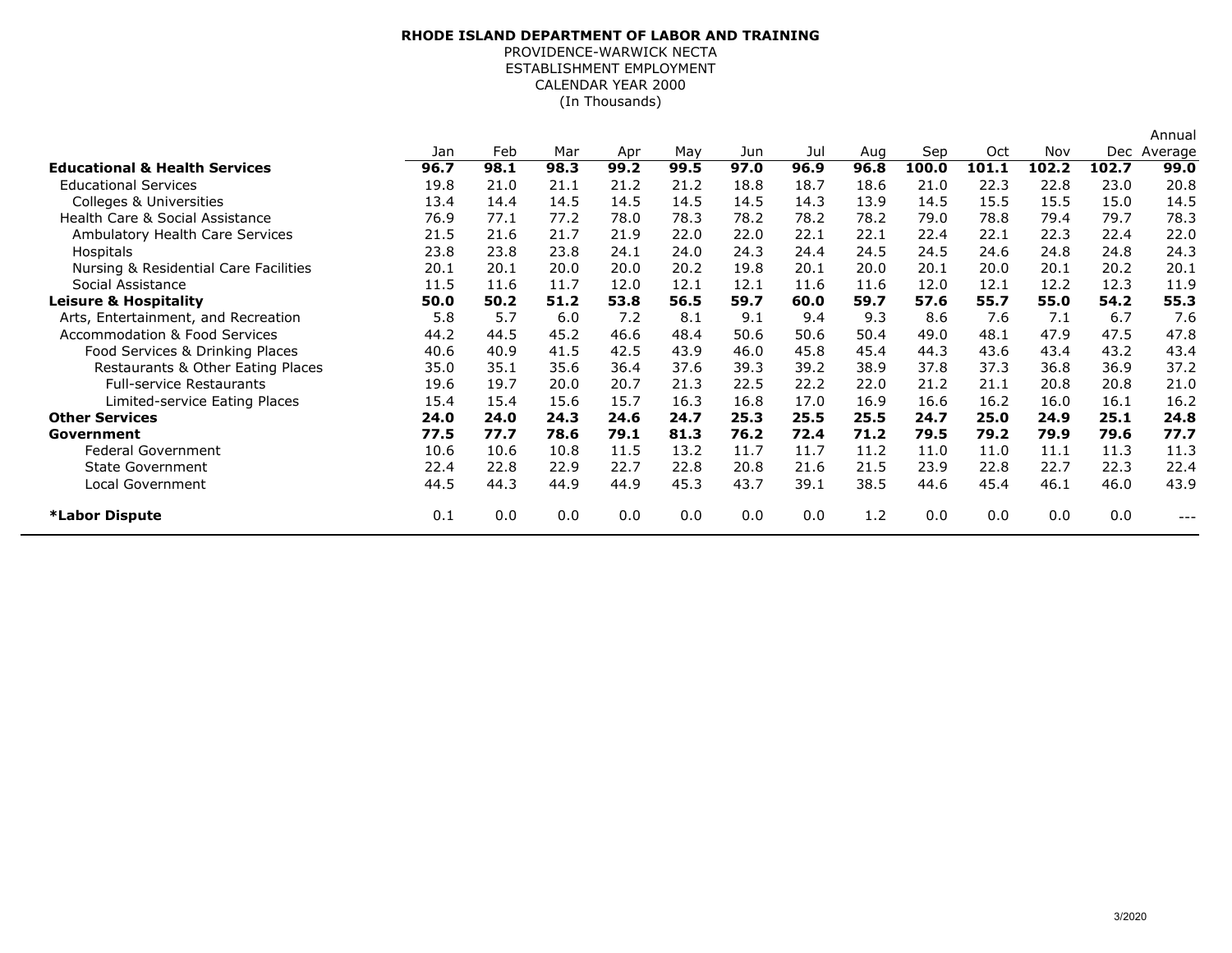**RHODE ISLAND DEPARTMENT OF LABOR AND TRAINING**
PROVIDENCE-WARWICK NECTA
ESTABLISHMENT EMPLOYMENT
CALENDAR YEAR 2000
(In Thousands)

| | Jan | Feb | Mar | Apr | May | Jun | Jul | Aug | Sep | Oct | Nov | Dec | Annual Average |
|---|---|---|---|---|---|---|---|---|---|---|---|---|---|
| **Educational & Health Services** | **96.7** | **98.1** | **98.3** | **99.2** | **99.5** | **97.0** | **96.9** | **96.8** | **100.0** | **101.1** | **102.2** | **102.7** | **99.0** |
| Educational Services | 19.8 | 21.0 | 21.1 | 21.2 | 21.2 | 18.8 | 18.7 | 18.6 | 21.0 | 22.3 | 22.8 | 23.0 | 20.8 |
| Colleges & Universities | 13.4 | 14.4 | 14.5 | 14.5 | 14.5 | 14.5 | 14.3 | 13.9 | 14.5 | 15.5 | 15.5 | 15.0 | 14.5 |
| Health Care & Social Assistance | 76.9 | 77.1 | 77.2 | 78.0 | 78.3 | 78.2 | 78.2 | 78.2 | 79.0 | 78.8 | 79.4 | 79.7 | 78.3 |
| Ambulatory Health Care Services | 21.5 | 21.6 | 21.7 | 21.9 | 22.0 | 22.0 | 22.1 | 22.1 | 22.4 | 22.1 | 22.3 | 22.4 | 22.0 |
| Hospitals | 23.8 | 23.8 | 23.8 | 24.1 | 24.0 | 24.3 | 24.4 | 24.5 | 24.5 | 24.6 | 24.8 | 24.8 | 24.3 |
| Nursing & Residential Care Facilities | 20.1 | 20.1 | 20.0 | 20.0 | 20.2 | 19.8 | 20.1 | 20.0 | 20.1 | 20.0 | 20.1 | 20.2 | 20.1 |
| Social Assistance | 11.5 | 11.6 | 11.7 | 12.0 | 12.1 | 12.1 | 11.6 | 11.6 | 12.0 | 12.1 | 12.2 | 12.3 | 11.9 |
| **Leisure & Hospitality** | **50.0** | **50.2** | **51.2** | **53.8** | **56.5** | **59.7** | **60.0** | **59.7** | **57.6** | **55.7** | **55.0** | **54.2** | **55.3** |
| Arts, Entertainment, and Recreation | 5.8 | 5.7 | 6.0 | 7.2 | 8.1 | 9.1 | 9.4 | 9.3 | 8.6 | 7.6 | 7.1 | 6.7 | 7.6 |
| Accommodation & Food Services | 44.2 | 44.5 | 45.2 | 46.6 | 48.4 | 50.6 | 50.6 | 50.4 | 49.0 | 48.1 | 47.9 | 47.5 | 47.8 |
| Food Services & Drinking Places | 40.6 | 40.9 | 41.5 | 42.5 | 43.9 | 46.0 | 45.8 | 45.4 | 44.3 | 43.6 | 43.4 | 43.2 | 43.4 |
| Restaurants & Other Eating Places | 35.0 | 35.1 | 35.6 | 36.4 | 37.6 | 39.3 | 39.2 | 38.9 | 37.8 | 37.3 | 36.8 | 36.9 | 37.2 |
| Full-service Restaurants | 19.6 | 19.7 | 20.0 | 20.7 | 21.3 | 22.5 | 22.2 | 22.0 | 21.2 | 21.1 | 20.8 | 20.8 | 21.0 |
| Limited-service Eating Places | 15.4 | 15.4 | 15.6 | 15.7 | 16.3 | 16.8 | 17.0 | 16.9 | 16.6 | 16.2 | 16.0 | 16.1 | 16.2 |
| **Other Services** | **24.0** | **24.0** | **24.3** | **24.6** | **24.7** | **25.3** | **25.5** | **25.5** | **24.7** | **25.0** | **24.9** | **25.1** | **24.8** |
| **Government** | **77.5** | **77.7** | **78.6** | **79.1** | **81.3** | **76.2** | **72.4** | **71.2** | **79.5** | **79.2** | **79.9** | **79.6** | **77.7** |
| Federal Government | 10.6 | 10.6 | 10.8 | 11.5 | 13.2 | 11.7 | 11.7 | 11.2 | 11.0 | 11.0 | 11.1 | 11.3 | 11.3 |
| State Government | 22.4 | 22.8 | 22.9 | 22.7 | 22.8 | 20.8 | 21.6 | 21.5 | 23.9 | 22.8 | 22.7 | 22.3 | 22.4 |
| Local Government | 44.5 | 44.3 | 44.9 | 44.9 | 45.3 | 43.7 | 39.1 | 38.5 | 44.6 | 45.4 | 46.1 | 46.0 | 43.9 |
| **\*Labor Dispute** | 0.1 | 0.0 | 0.0 | 0.0 | 0.0 | 0.0 | 0.0 | 1.2 | 0.0 | 0.0 | 0.0 | 0.0 | --- |

3/2020